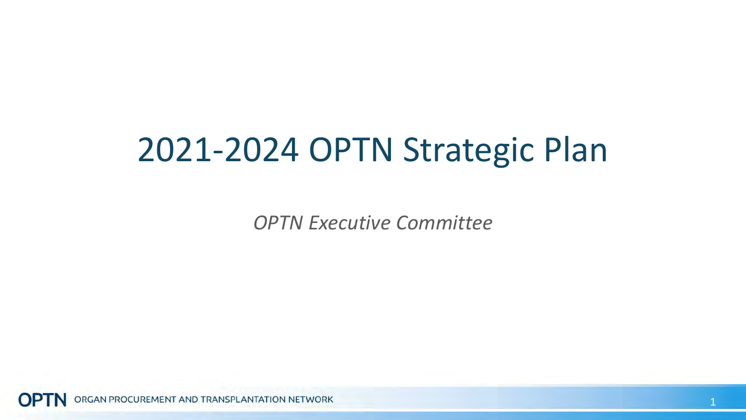# 2021-2024 OPTN Strategic Plan

*OPTN Executive Committee*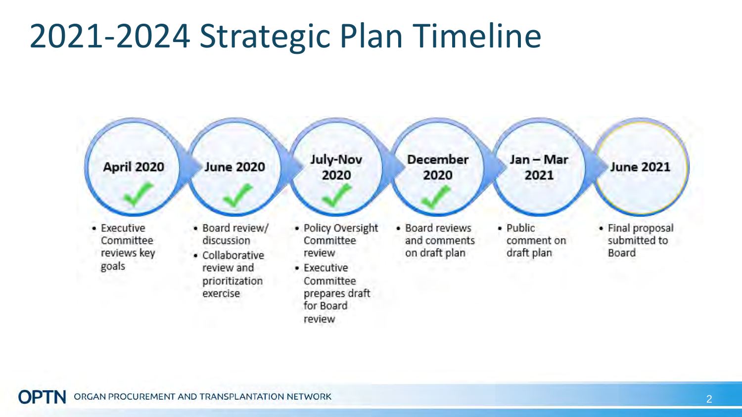# 2021-2024 Strategic Plan Timeline

**April 2020** ✓

- Executive Committee reviews key goals

**June 2020** ✓

- Board review/ discussion
- Collaborative review and prioritization exercise

**July-Nov 2020** ✓

- Policy Oversight Committee review
- Executive Committee prepares draft for Board review

**December 2020** ✓

- Board reviews and comments on draft plan

**Jan – Mar 2021**

- Public comment on draft plan

**June 2021**

- Final proposal submitted to Board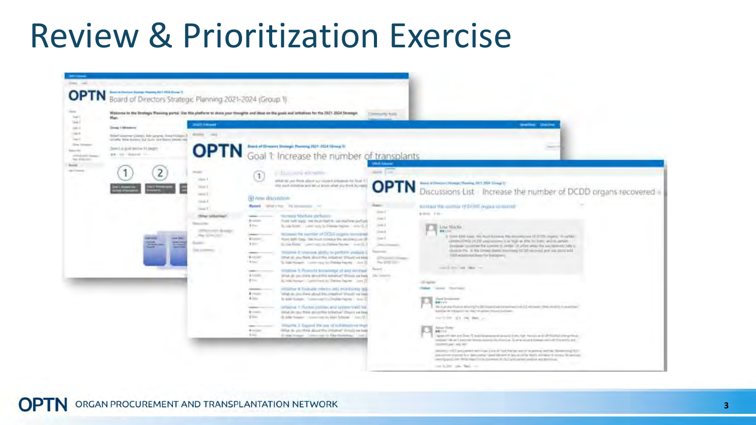# Review & Prioritization Exercise

OPTN Board of Directors Strategic Planning 2021-2024 (Group 1)

OPTN Goal 1: Increase the number of transplants

OPTN Discussions List · Increase the number of DCDD organs recovered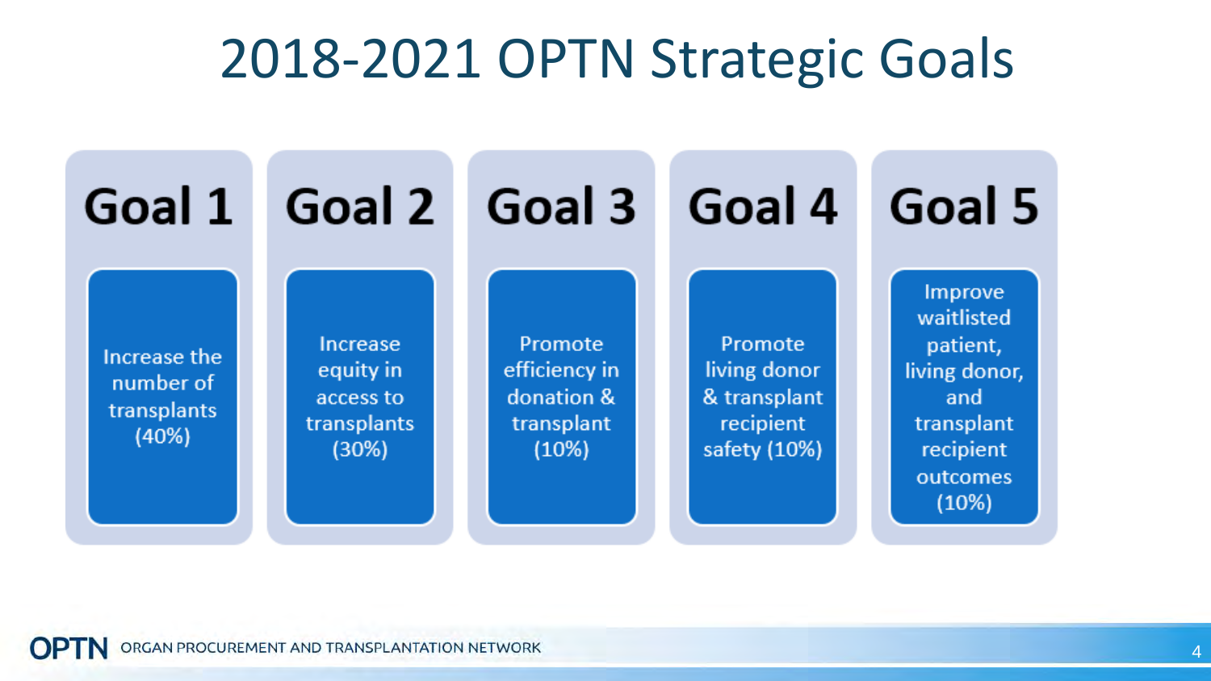# 2018-2021 OPTN Strategic Goals

## Goal 1

Increase the number of transplants (40%)

## Goal 2

Increase equity in access to transplants (30%)

## Goal 3

Promote efficiency in donation & transplant (10%)

## Goal 4

Promote living donor & transplant recipient safety (10%)

## Goal 5

Improve waitlisted patient, living donor, and transplant recipient outcomes (10%)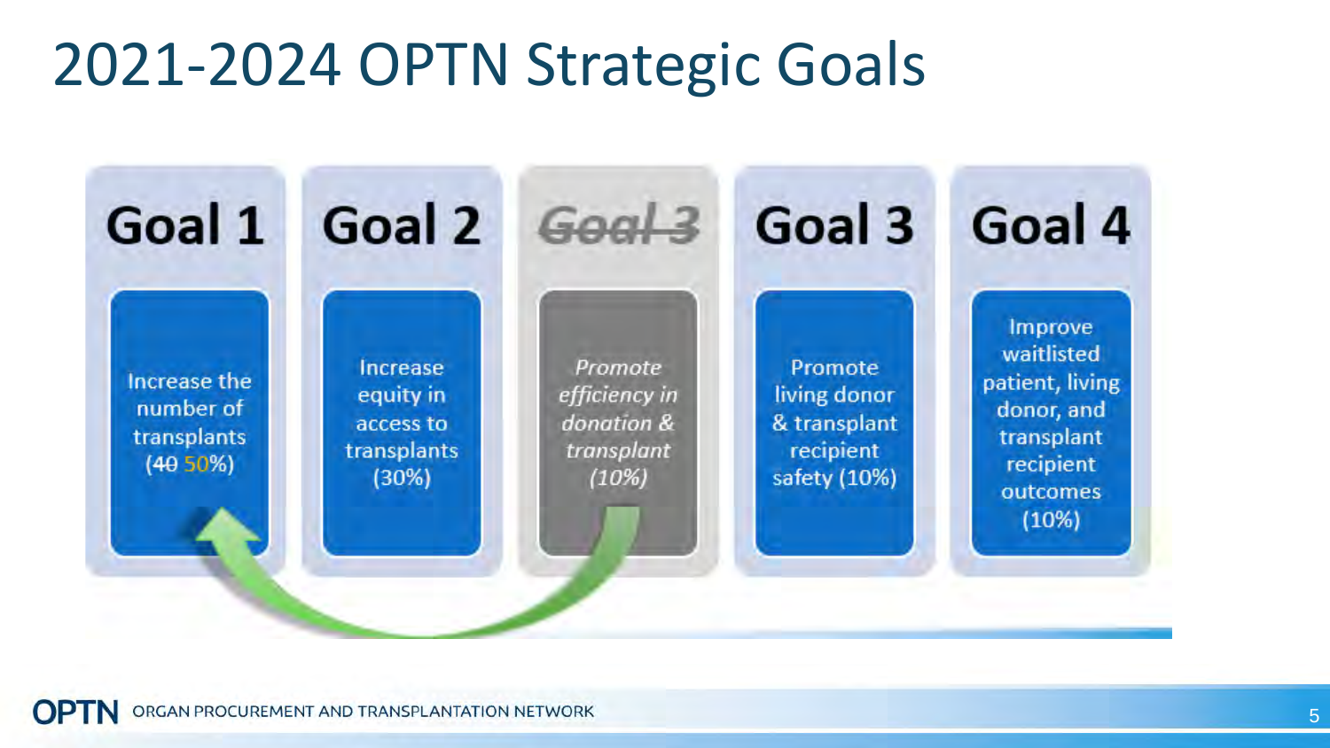# 2021-2024 OPTN Strategic Goals

**Goal 1**

Increase the number of transplants (~~40~~ 50%)

**Goal 2**

Increase equity in access to transplants (30%)

~~**Goal 3**~~

*Promote efficiency in donation & transplant (10%)*

**Goal 3**

Promote living donor & transplant recipient safety (10%)

**Goal 4**

Improve waitlisted patient, living donor, and transplant recipient outcomes (10%)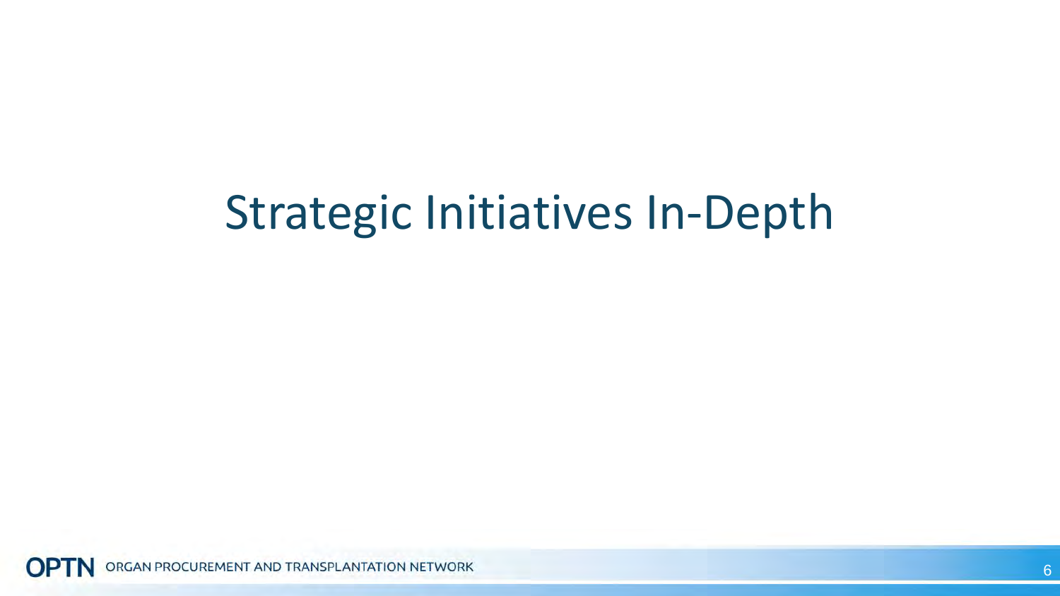# Strategic Initiatives In-Depth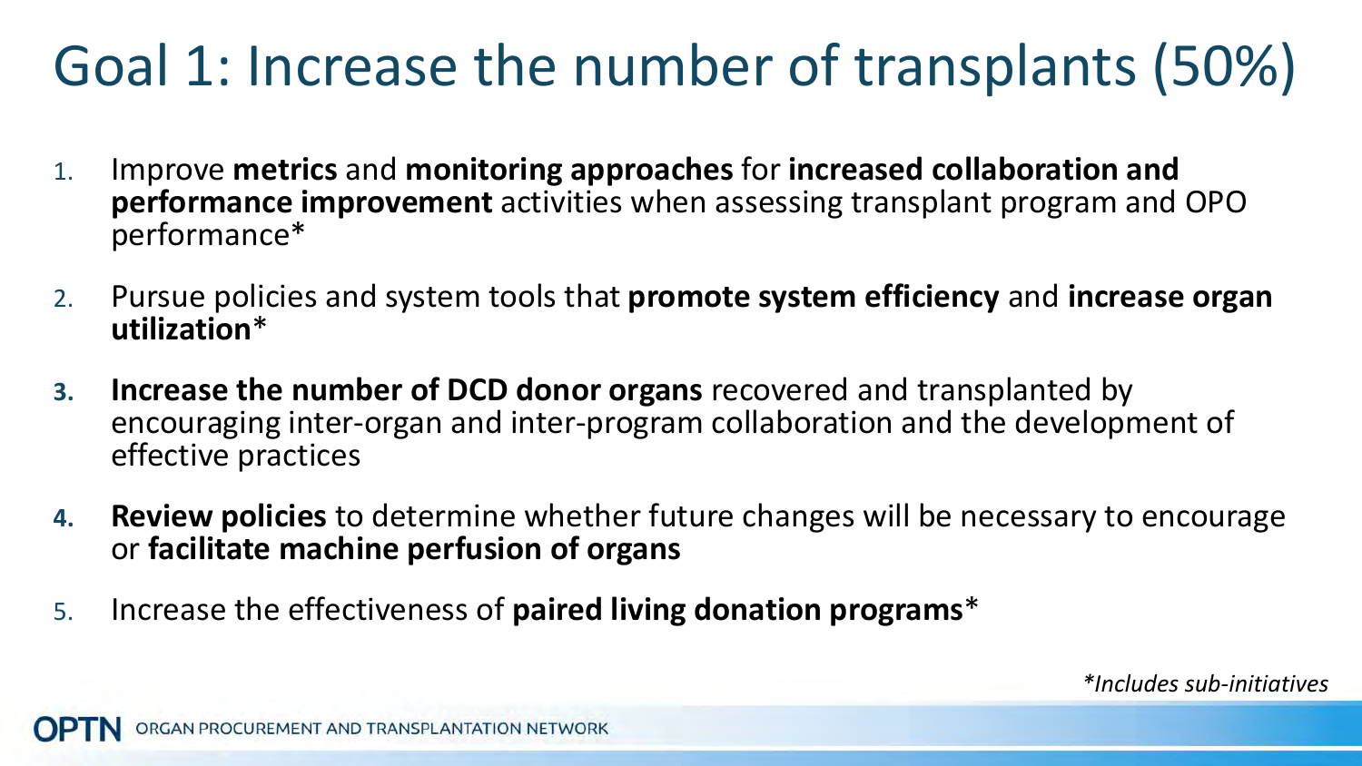# Goal 1: Increase the number of transplants (50%)

1. Improve **metrics** and **monitoring approaches** for **increased collaboration and performance improvement** activities when assessing transplant program and OPO performance*
2. Pursue policies and system tools that **promote system efficiency** and **increase organ utilization***
3. **Increase the number of DCD donor organs** recovered and transplanted by encouraging inter-organ and inter-program collaboration and the development of effective practices
4. **Review policies** to determine whether future changes will be necessary to encourage or **facilitate machine perfusion of organs**
5. Increase the effectiveness of **paired living donation programs***

*\*Includes sub-initiatives*

OPTN ORGAN PROCUREMENT AND TRANSPLANTATION NETWORK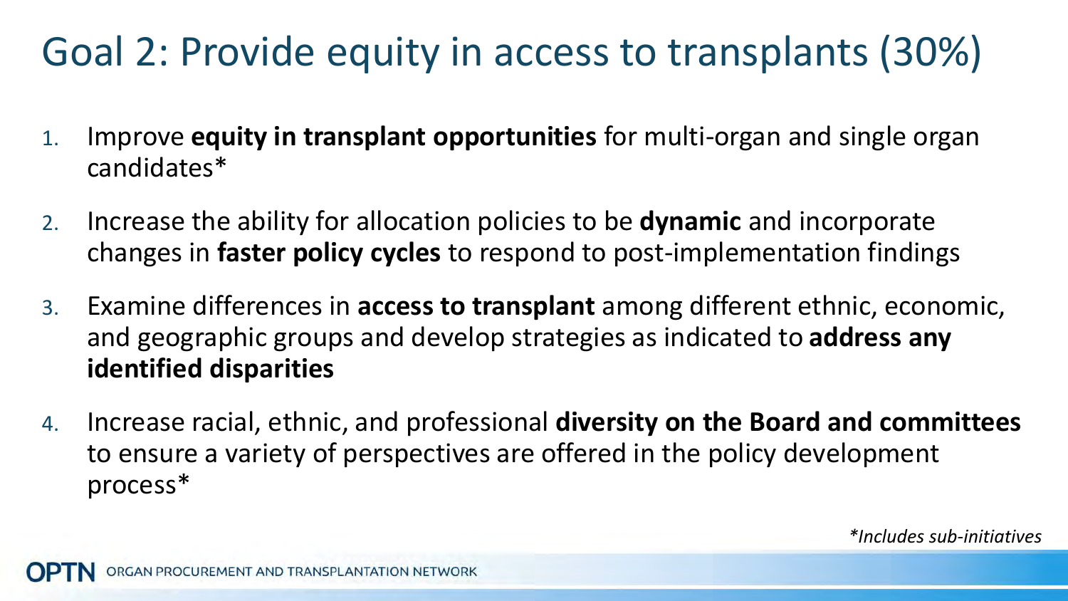# Goal 2: Provide equity in access to transplants (30%)

1. Improve **equity in transplant opportunities** for multi-organ and single organ candidates*
2. Increase the ability for allocation policies to be **dynamic** and incorporate changes in **faster policy cycles** to respond to post-implementation findings
3. Examine differences in **access to transplant** among different ethnic, economic, and geographic groups and develop strategies as indicated to **address any identified disparities**
4. Increase racial, ethnic, and professional **diversity on the Board and committees** to ensure a variety of perspectives are offered in the policy development process*

*\*Includes sub-initiatives*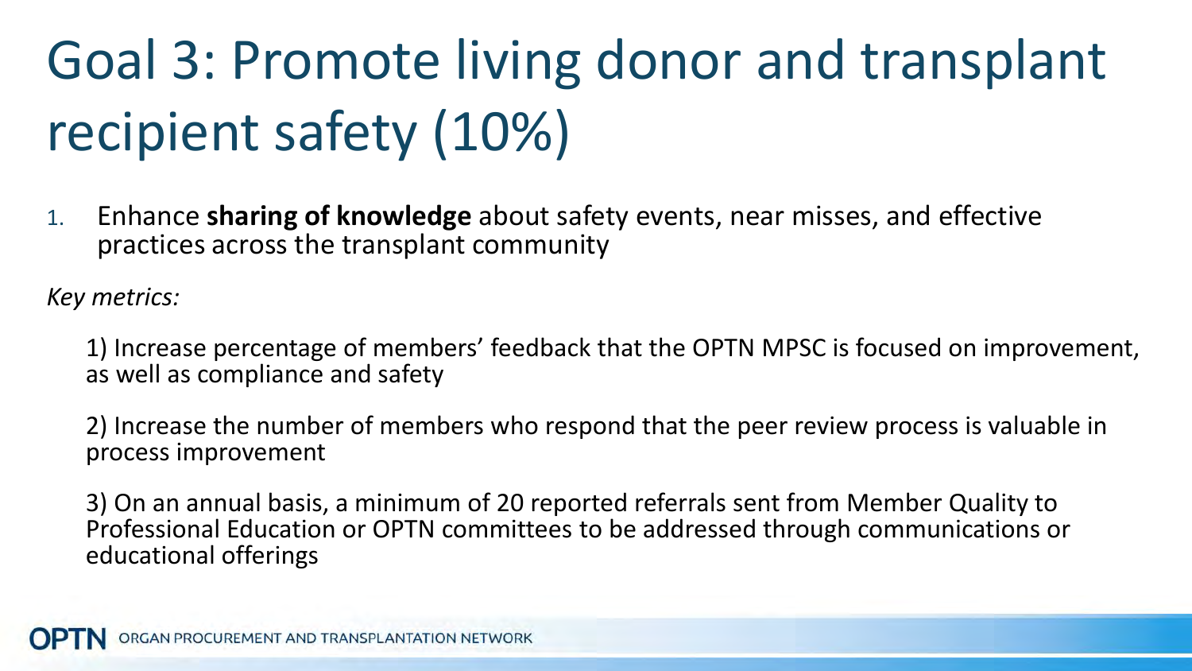# Goal 3: Promote living donor and transplant recipient safety (10%)

1. Enhance **sharing of knowledge** about safety events, near misses, and effective practices across the transplant community

*Key metrics:*

1) Increase percentage of members' feedback that the OPTN MPSC is focused on improvement, as well as compliance and safety

2) Increase the number of members who respond that the peer review process is valuable in process improvement

3) On an annual basis, a minimum of 20 reported referrals sent from Member Quality to Professional Education or OPTN committees to be addressed through communications or educational offerings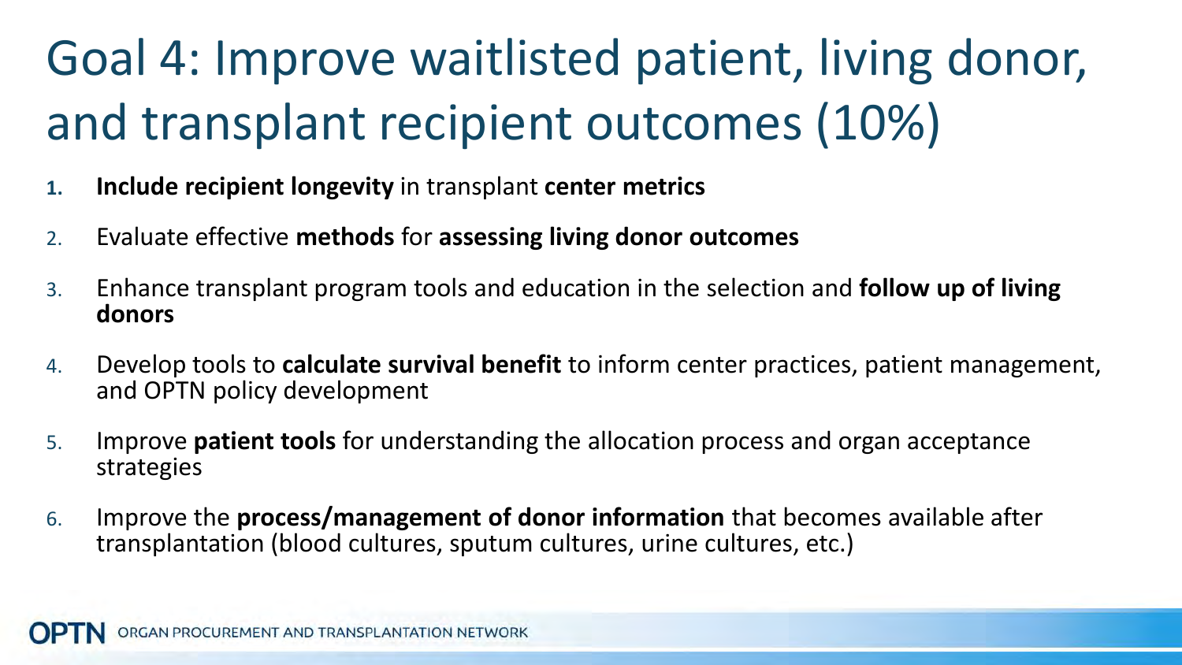# Goal 4: Improve waitlisted patient, living donor, and transplant recipient outcomes (10%)

1. **Include recipient longevity** in transplant **center metrics**
2. Evaluate effective **methods** for **assessing living donor outcomes**
3. Enhance transplant program tools and education in the selection and **follow up of living donors**
4. Develop tools to **calculate survival benefit** to inform center practices, patient management, and OPTN policy development
5. Improve **patient tools** for understanding the allocation process and organ acceptance strategies
6. Improve the **process/management of donor information** that becomes available after transplantation (blood cultures, sputum cultures, urine cultures, etc.)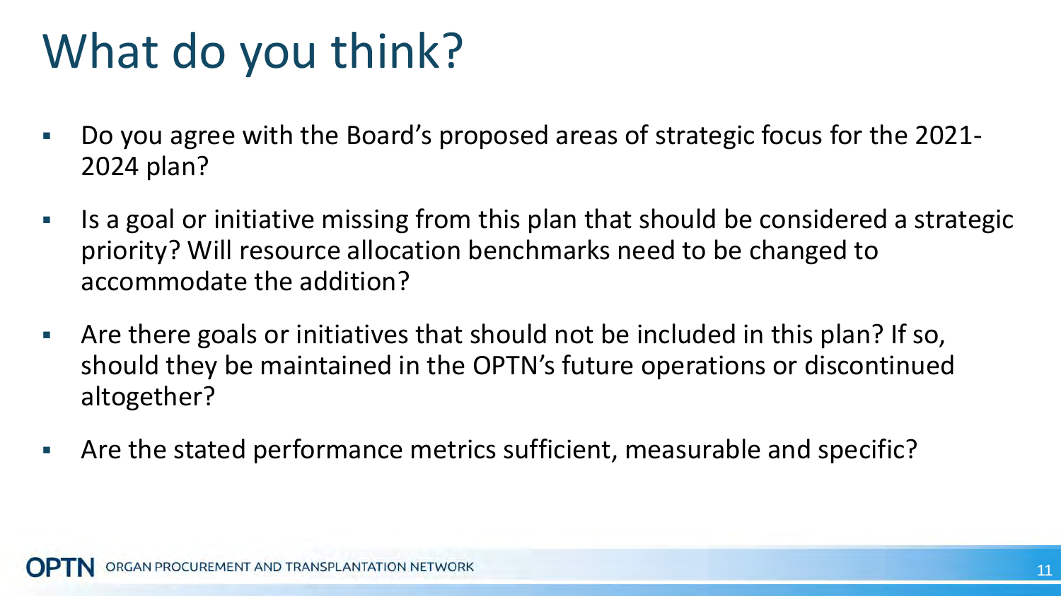# What do you think?

- Do you agree with the Board's proposed areas of strategic focus for the 2021-2024 plan?
- Is a goal or initiative missing from this plan that should be considered a strategic priority? Will resource allocation benchmarks need to be changed to accommodate the addition?
- Are there goals or initiatives that should not be included in this plan? If so, should they be maintained in the OPTN's future operations or discontinued altogether?
- Are the stated performance metrics sufficient, measurable and specific?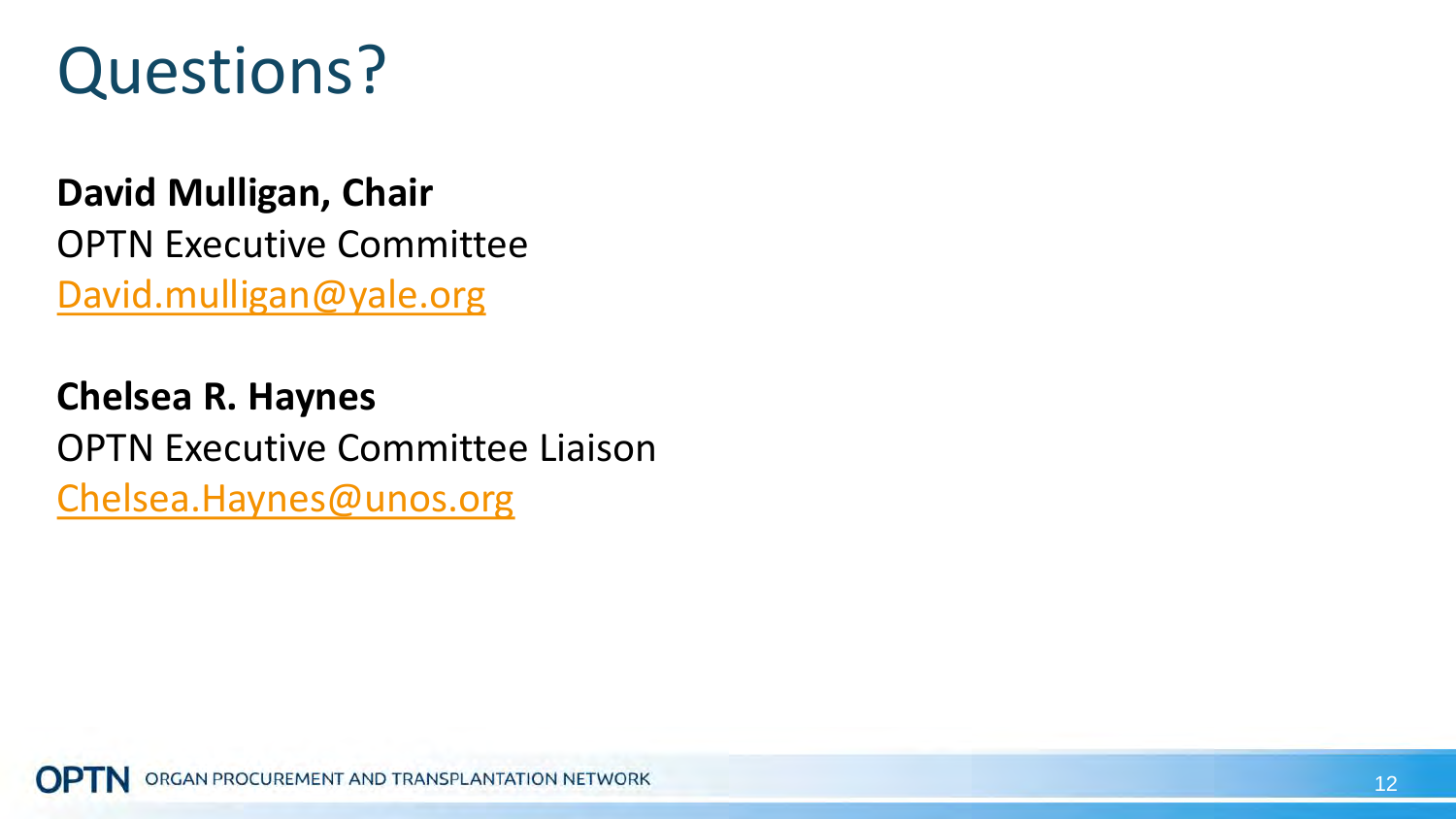# Questions?

**David Mulligan, Chair**
OPTN Executive Committee
David.mulligan@yale.org

**Chelsea R. Haynes**
OPTN Executive Committee Liaison
Chelsea.Haynes@unos.org